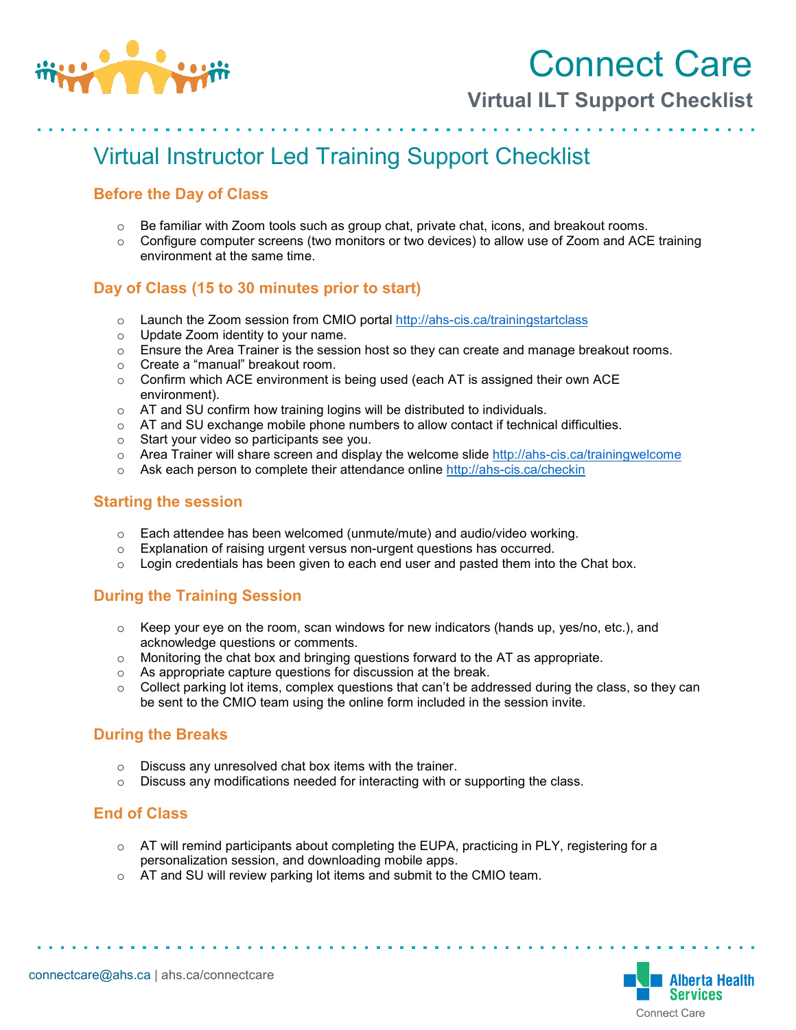# Connect Care

## Virtual ILT Support Checklist

## Virtual Instructor Led Training Support Checklist

### Before the Day of Class

- Be familiar with Zoom tools such as group chat, private chat, icons, and breakout rooms.
- Configure computer screens (two monitors or two devices) to allow use of Zoom and ACE training environment at the same time.

### Day of Class (15 to 30 minutes prior to start)

- Launch the Zoom session from CMIO portal http://ahs-cis.ca/trainingstartclass
- Update Zoom identity to your name.
- Ensure the Area Trainer is the session host so they can create and manage breakout rooms.
- Create a "manual" breakout room.
- Confirm which ACE environment is being used (each AT is assigned their own ACE environment).
- AT and SU confirm how training logins will be distributed to individuals.
- AT and SU exchange mobile phone numbers to allow contact if technical difficulties.
- Start your video so participants see you.
- Area Trainer will share screen and display the welcome slide http://ahs-cis.ca/trainingwelcome
- Ask each person to complete their attendance online http://ahs-cis.ca/checkin

### Starting the session

- Each attendee has been welcomed (unmute/mute) and audio/video working.
- Explanation of raising urgent versus non-urgent questions has occurred.
- Login credentials has been given to each end user and pasted them into the Chat box.

### During the Training Session

- Keep your eye on the room, scan windows for new indicators (hands up, yes/no, etc.), and acknowledge questions or comments.
- Monitoring the chat box and bringing questions forward to the AT as appropriate.
- As appropriate capture questions for discussion at the break.
- Collect parking lot items, complex questions that can't be addressed during the class, so they can be sent to the CMIO team using the online form included in the session invite.

### During the Breaks

- Discuss any unresolved chat box items with the trainer.
- Discuss any modifications needed for interacting with or supporting the class.

### End of Class

- AT will remind participants about completing the EUPA, practicing in PLY, registering for a personalization session, and downloading mobile apps.
- AT and SU will review parking lot items and submit to the CMIO team.

connectcare@ahs.ca | ahs.ca/connectcare

Alberta Health Services
Connect Care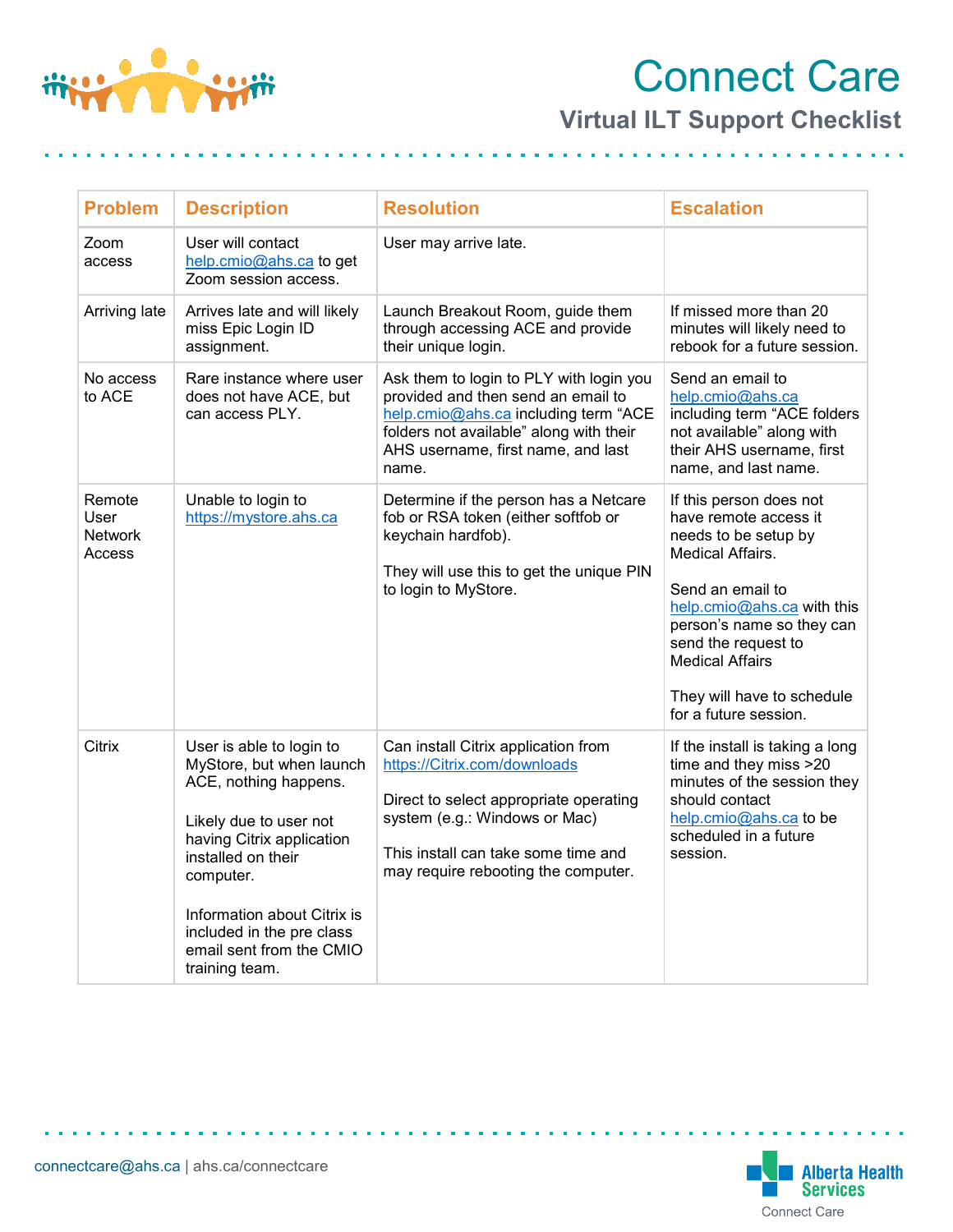# Connect Care

## Virtual ILT Support Checklist

| Problem | Description | Resolution | Escalation |
| --- | --- | --- | --- |
| Zoom access | User will contact help.cmio@ahs.ca to get Zoom session access. | User may arrive late. | |
| Arriving late | Arrives late and will likely miss Epic Login ID assignment. | Launch Breakout Room, guide them through accessing ACE and provide their unique login. | If missed more than 20 minutes will likely need to rebook for a future session. |
| No access to ACE | Rare instance where user does not have ACE, but can access PLY. | Ask them to login to PLY with login you provided and then send an email to help.cmio@ahs.ca including term "ACE folders not available" along with their AHS username, first name, and last name. | Send an email to help.cmio@ahs.ca including term "ACE folders not available" along with their AHS username, first name, and last name. |
| Remote User Network Access | Unable to login to https://mystore.ahs.ca | Determine if the person has a Netcare fob or RSA token (either softfob or keychain hardfob).<br><br>They will use this to get the unique PIN to login to MyStore. | If this person does not have remote access it needs to be setup by Medical Affairs.<br><br>Send an email to help.cmio@ahs.ca with this person's name so they can send the request to Medical Affairs<br><br>They will have to schedule for a future session. |
| Citrix | User is able to login to MyStore, but when launch ACE, nothing happens.<br><br>Likely due to user not having Citrix application installed on their computer.<br><br>Information about Citrix is included in the pre class email sent from the CMIO training team. | Can install Citrix application from https://Citrix.com/downloads<br><br>Direct to select appropriate operating system (e.g.: Windows or Mac)<br><br>This install can take some time and may require rebooting the computer. | If the install is taking a long time and they miss >20 minutes of the session they should contact help.cmio@ahs.ca to be scheduled in a future session. |